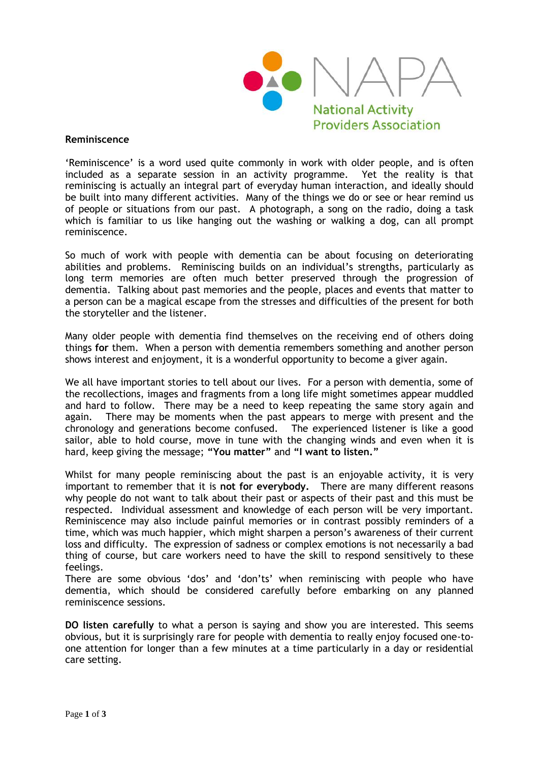National Activity Providers Association

**Reminiscence**

'Reminiscence' is a word used quite commonly in work with older people, and is often included as a separate session in an activity programme. Yet the reality is that reminiscing is actually an integral part of everyday human interaction, and ideally should be built into many different activities. Many of the things we do or see or hear remind us of people or situations from our past. A photograph, a song on the radio, doing a task which is familiar to us like hanging out the washing or walking a dog, can all prompt reminiscence.

So much of work with people with dementia can be about focusing on deteriorating abilities and problems. Reminiscing builds on an individual's strengths, particularly as long term memories are often much better preserved through the progression of dementia. Talking about past memories and the people, places and events that matter to a person can be a magical escape from the stresses and difficulties of the present for both the storyteller and the listener.

Many older people with dementia find themselves on the receiving end of others doing things **for** them. When a person with dementia remembers something and another person shows interest and enjoyment, it is a wonderful opportunity to become a giver again.

We all have important stories to tell about our lives. For a person with dementia, some of the recollections, images and fragments from a long life might sometimes appear muddled and hard to follow. There may be a need to keep repeating the same story again and again. There may be moments when the past appears to merge with present and the chronology and generations become confused. The experienced listener is like a good sailor, able to hold course, move in tune with the changing winds and even when it is hard, keep giving the message; **"You matter"** and **"I want to listen."**

Whilst for many people reminiscing about the past is an enjoyable activity, it is very important to remember that it is **not for everybody.** There are many different reasons why people do not want to talk about their past or aspects of their past and this must be respected. Individual assessment and knowledge of each person will be very important. Reminiscence may also include painful memories or in contrast possibly reminders of a time, which was much happier, which might sharpen a person's awareness of their current loss and difficulty. The expression of sadness or complex emotions is not necessarily a bad thing of course, but care workers need to have the skill to respond sensitively to these feelings.
There are some obvious 'dos' and 'don'ts' when reminiscing with people who have dementia, which should be considered carefully before embarking on any planned reminiscence sessions.

**DO listen carefully** to what a person is saying and show you are interested. This seems obvious, but it is surprisingly rare for people with dementia to really enjoy focused one-to-one attention for longer than a few minutes at a time particularly in a day or residential care setting.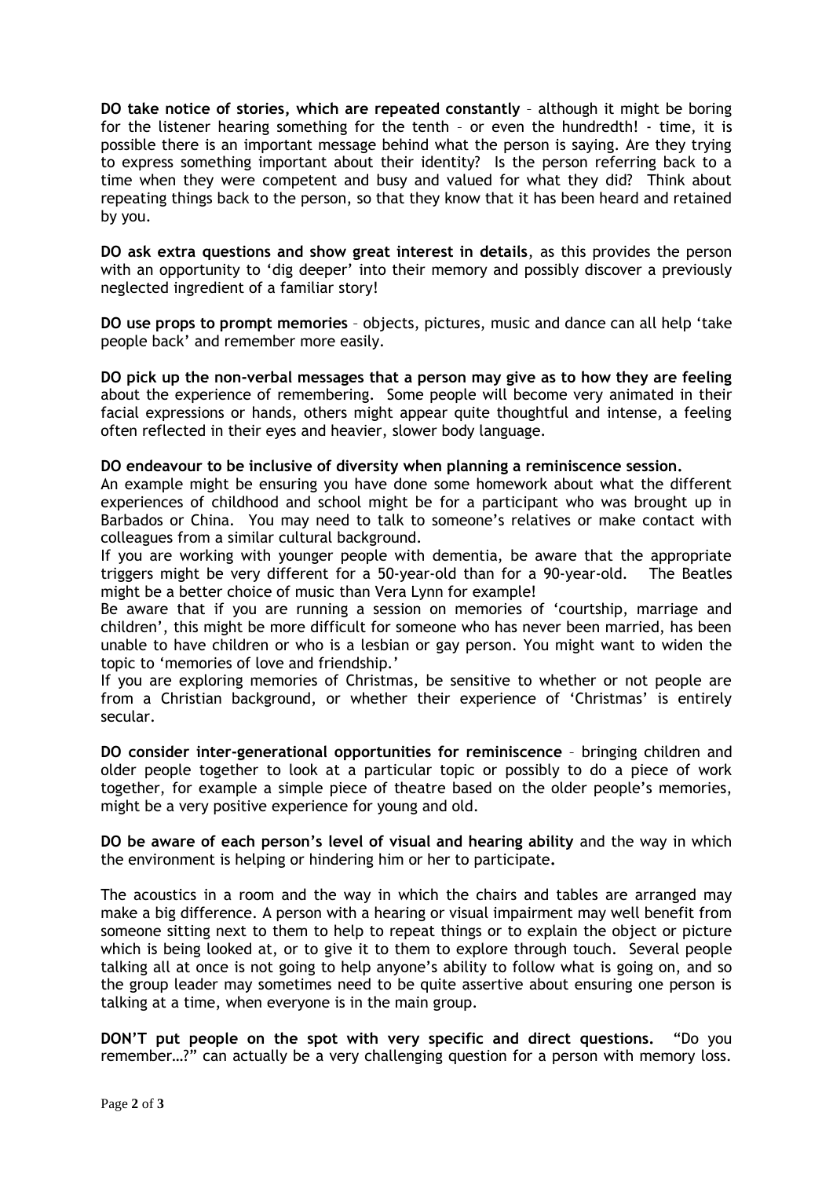**DO take notice of stories, which are repeated constantly** – although it might be boring for the listener hearing something for the tenth – or even the hundredth! - time, it is possible there is an important message behind what the person is saying. Are they trying to express something important about their identity? Is the person referring back to a time when they were competent and busy and valued for what they did? Think about repeating things back to the person, so that they know that it has been heard and retained by you.

**DO ask extra questions and show great interest in details**, as this provides the person with an opportunity to 'dig deeper' into their memory and possibly discover a previously neglected ingredient of a familiar story!

**DO use props to prompt memories** – objects, pictures, music and dance can all help 'take people back' and remember more easily.

**DO pick up the non-verbal messages that a person may give as to how they are feeling** about the experience of remembering. Some people will become very animated in their facial expressions or hands, others might appear quite thoughtful and intense, a feeling often reflected in their eyes and heavier, slower body language.

**DO endeavour to be inclusive of diversity when planning a reminiscence session.**
An example might be ensuring you have done some homework about what the different experiences of childhood and school might be for a participant who was brought up in Barbados or China. You may need to talk to someone's relatives or make contact with colleagues from a similar cultural background.
If you are working with younger people with dementia, be aware that the appropriate triggers might be very different for a 50-year-old than for a 90-year-old. The Beatles might be a better choice of music than Vera Lynn for example!
Be aware that if you are running a session on memories of 'courtship, marriage and children', this might be more difficult for someone who has never been married, has been unable to have children or who is a lesbian or gay person. You might want to widen the topic to 'memories of love and friendship.'
If you are exploring memories of Christmas, be sensitive to whether or not people are from a Christian background, or whether their experience of 'Christmas' is entirely secular.

**DO consider inter-generational opportunities for reminiscence** – bringing children and older people together to look at a particular topic or possibly to do a piece of work together, for example a simple piece of theatre based on the older people's memories, might be a very positive experience for young and old.

**DO be aware of each person's level of visual and hearing ability** and the way in which the environment is helping or hindering him or her to participate**.**

The acoustics in a room and the way in which the chairs and tables are arranged may make a big difference. A person with a hearing or visual impairment may well benefit from someone sitting next to them to help to repeat things or to explain the object or picture which is being looked at, or to give it to them to explore through touch. Several people talking all at once is not going to help anyone's ability to follow what is going on, and so the group leader may sometimes need to be quite assertive about ensuring one person is talking at a time, when everyone is in the main group.

**DON'T put people on the spot with very specific and direct questions.** "Do you remember…?" can actually be a very challenging question for a person with memory loss.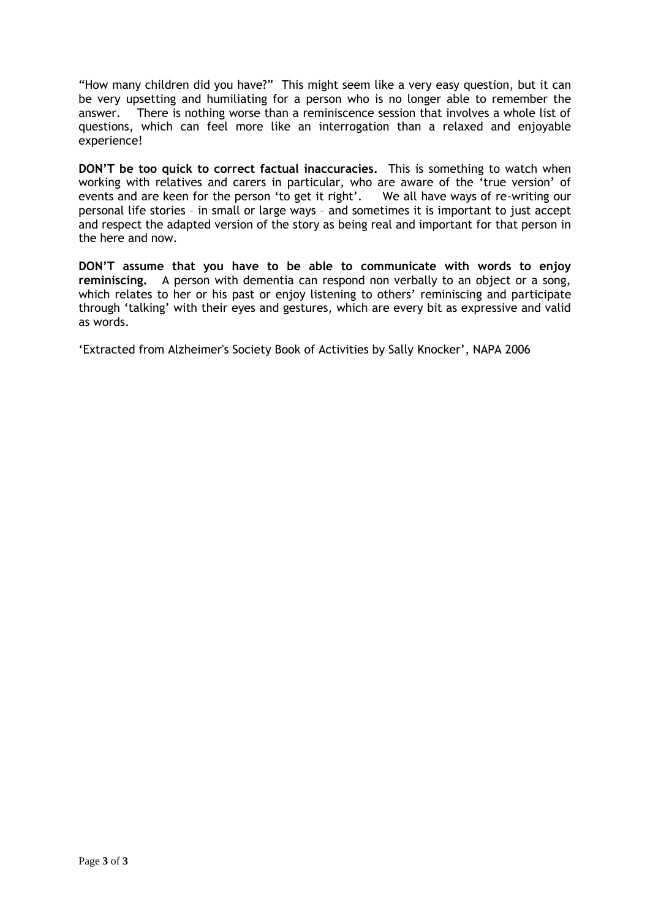"How many children did you have?" This might seem like a very easy question, but it can be very upsetting and humiliating for a person who is no longer able to remember the answer. There is nothing worse than a reminiscence session that involves a whole list of questions, which can feel more like an interrogation than a relaxed and enjoyable experience!

**DON'T be too quick to correct factual inaccuracies.** This is something to watch when working with relatives and carers in particular, who are aware of the 'true version' of events and are keen for the person 'to get it right'. We all have ways of re-writing our personal life stories – in small or large ways – and sometimes it is important to just accept and respect the adapted version of the story as being real and important for that person in the here and now.

**DON'T assume that you have to be able to communicate with words to enjoy reminiscing.** A person with dementia can respond non verbally to an object or a song, which relates to her or his past or enjoy listening to others' reminiscing and participate through 'talking' with their eyes and gestures, which are every bit as expressive and valid as words.

'Extracted from Alzheimer's Society Book of Activities by Sally Knocker', NAPA 2006